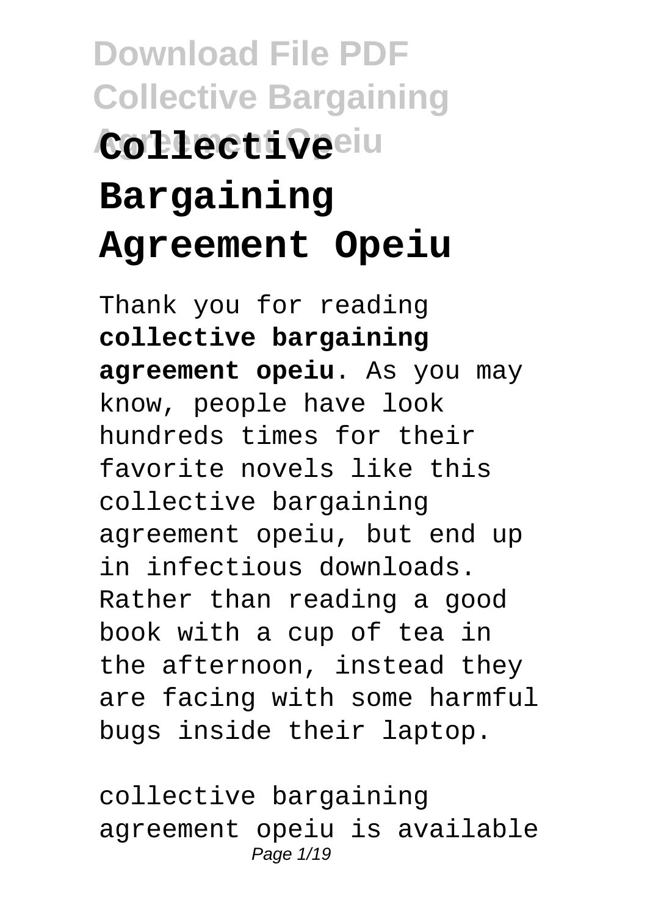# Download File PDF Collective Bargaining Agreement Opeiu

# Collective Bargaining Agreement Opeiu

Thank you for reading **collective bargaining agreement opeiu**. As you may know, people have look hundreds times for their favorite novels like this collective bargaining agreement opeiu, but end up in infectious downloads. Rather than reading a good book with a cup of tea in the afternoon, instead they are facing with some harmful bugs inside their laptop.

collective bargaining agreement opeiu is available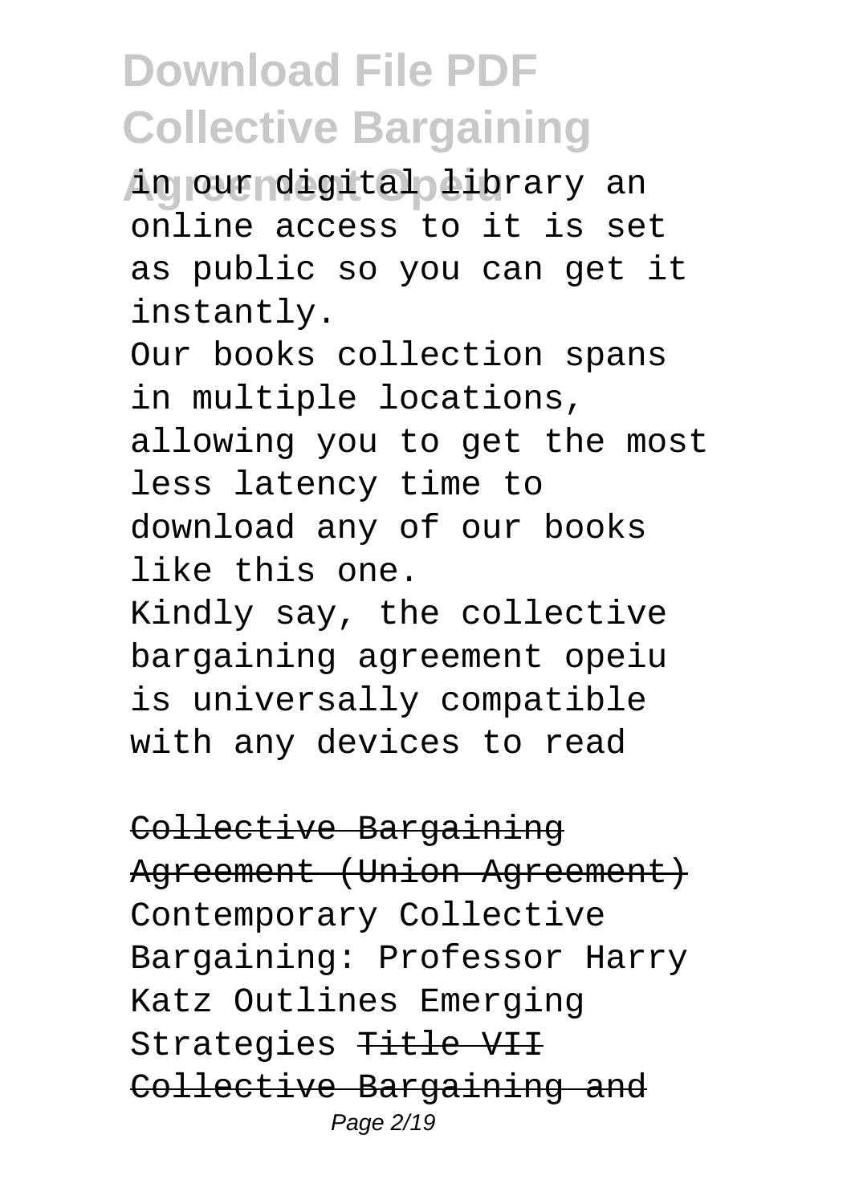in our digital library an online access to it is set as public so you can get it instantly.

Our books collection spans in multiple locations, allowing you to get the most less latency time to download any of our books like this one.

Kindly say, the collective bargaining agreement opeiu is universally compatible with any devices to read

~~Collective Bargaining Agreement (Union Agreement)~~ Contemporary Collective Bargaining: Professor Harry Katz Outlines Emerging Strategies ~~Title VII Collective Bargaining and~~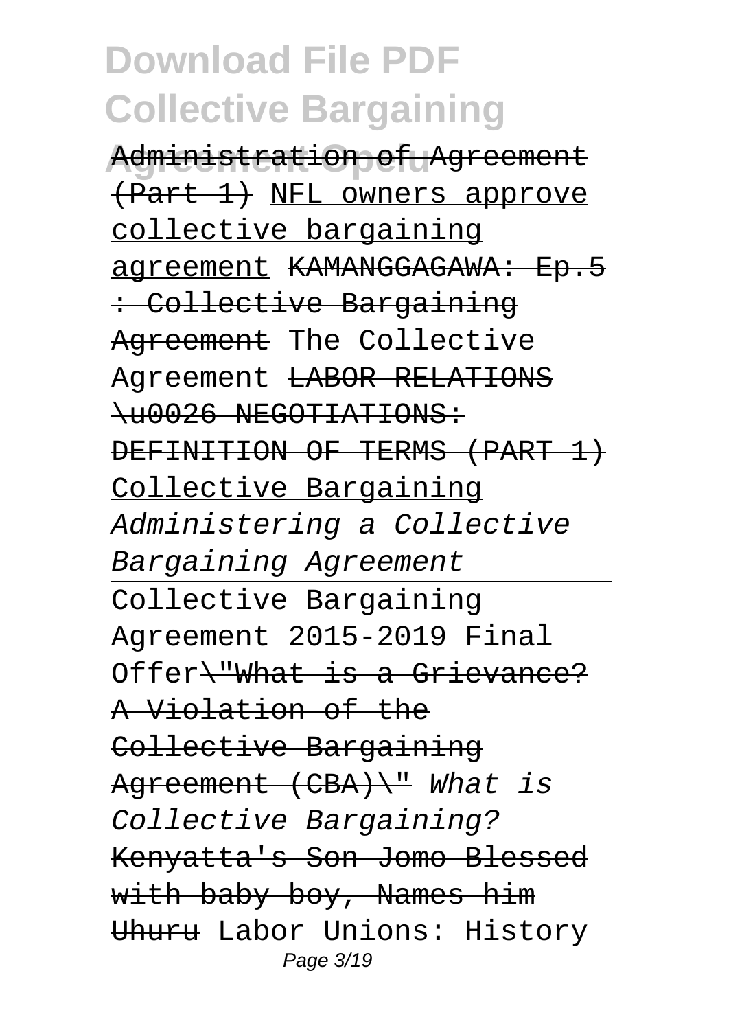# Download File PDF Collective Bargaining Agreement Opeiu

Administration of Agreement (Part 1) NFL owners approve collective bargaining agreement KAMANGGAGAWA: Ep.5 : Collective Bargaining Agreement The Collective Agreement LABOR RELATIONS \u0026 NEGOTIATIONS: DEFINITION OF TERMS (PART 1) Collective Bargaining *Administering a Collective Bargaining Agreement*

Collective Bargaining Agreement 2015-2019 Final Offer\"What is a Grievance? A Violation of the Collective Bargaining Agreement (CBA)\" *What is Collective Bargaining?* Kenyatta's Son Jomo Blessed with baby boy, Names him Uhuru Labor Unions: History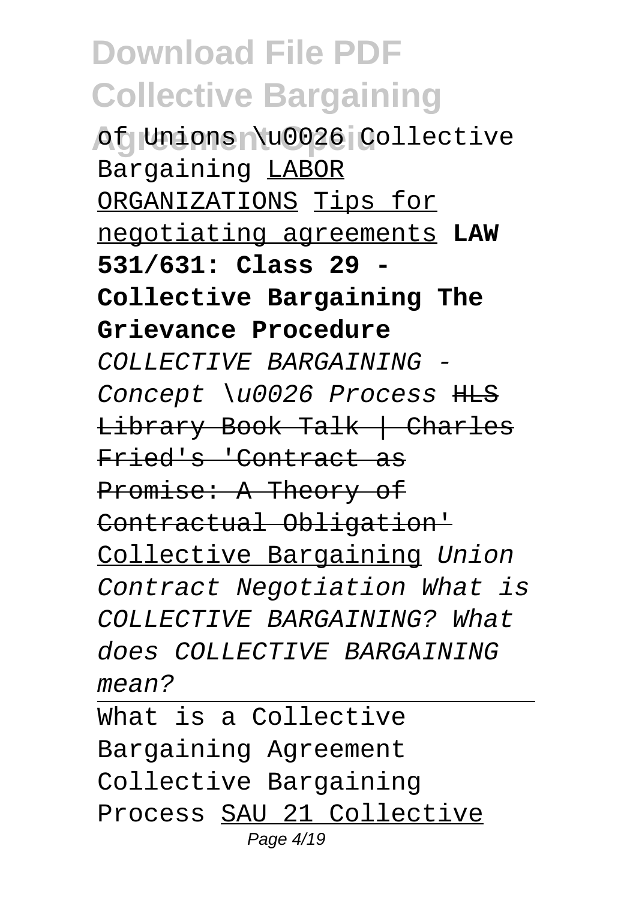of Unions \u0026 Collective Bargaining LABOR ORGANIZATIONS Tips for negotiating agreements **LAW 531/631: Class 29 - Collective Bargaining The Grievance Procedure** *COLLECTIVE BARGAINING - Concept \u0026 Process* ~~HLS Library Book Talk | Charles Fried's 'Contract as Promise: A Theory of Contractual Obligation'~~ Collective Bargaining *Union Contract Negotiation What is COLLECTIVE BARGAINING? What does COLLECTIVE BARGAINING mean?*

---

What is a Collective Bargaining Agreement Collective Bargaining Process SAU 21 Collective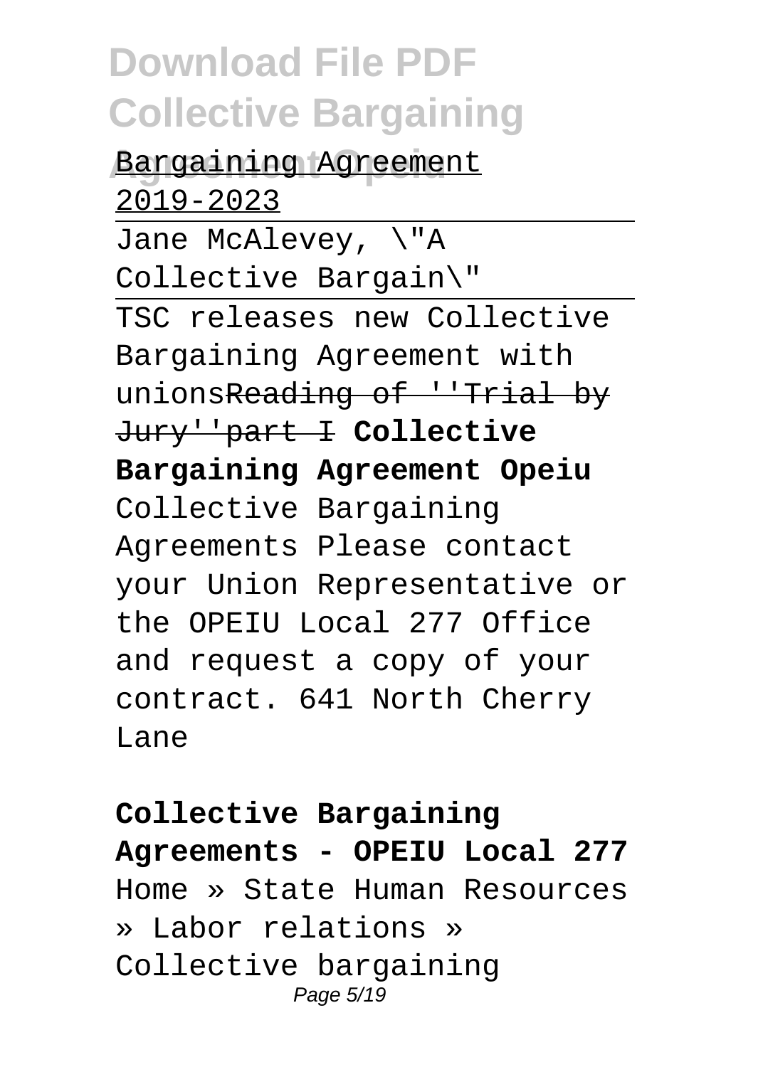Bargaining Agreement 2019-2023

Jane McAlevey, \"A Collective Bargain\"

TSC releases new Collective Bargaining Agreement with unions~~Reading of ''Trial by Jury''part I~~ **Collective Bargaining Agreement Opeiu**

Collective Bargaining Agreements Please contact your Union Representative or the OPEIU Local 277 Office and request a copy of your contract. 641 North Cherry Lane

**Collective Bargaining Agreements - OPEIU Local 277**

Home » State Human Resources » Labor relations » Collective bargaining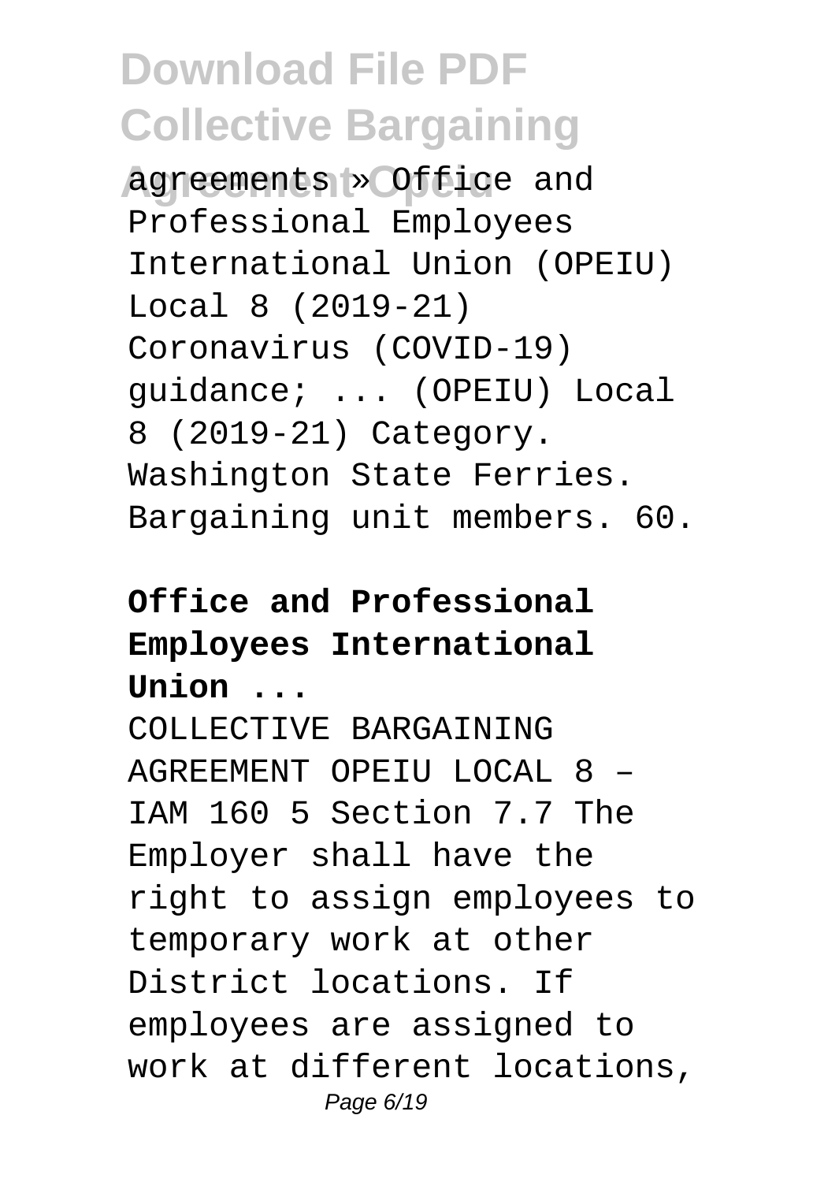agreements » Office and Professional Employees International Union (OPEIU) Local 8 (2019-21) Coronavirus (COVID-19) guidance; ... (OPEIU) Local 8 (2019-21) Category. Washington State Ferries. Bargaining unit members. 60.

**Office and Professional Employees International Union ...**

COLLECTIVE BARGAINING AGREEMENT OPEIU LOCAL 8 – IAM 160 5 Section 7.7 The Employer shall have the right to assign employees to temporary work at other District locations. If employees are assigned to work at different locations,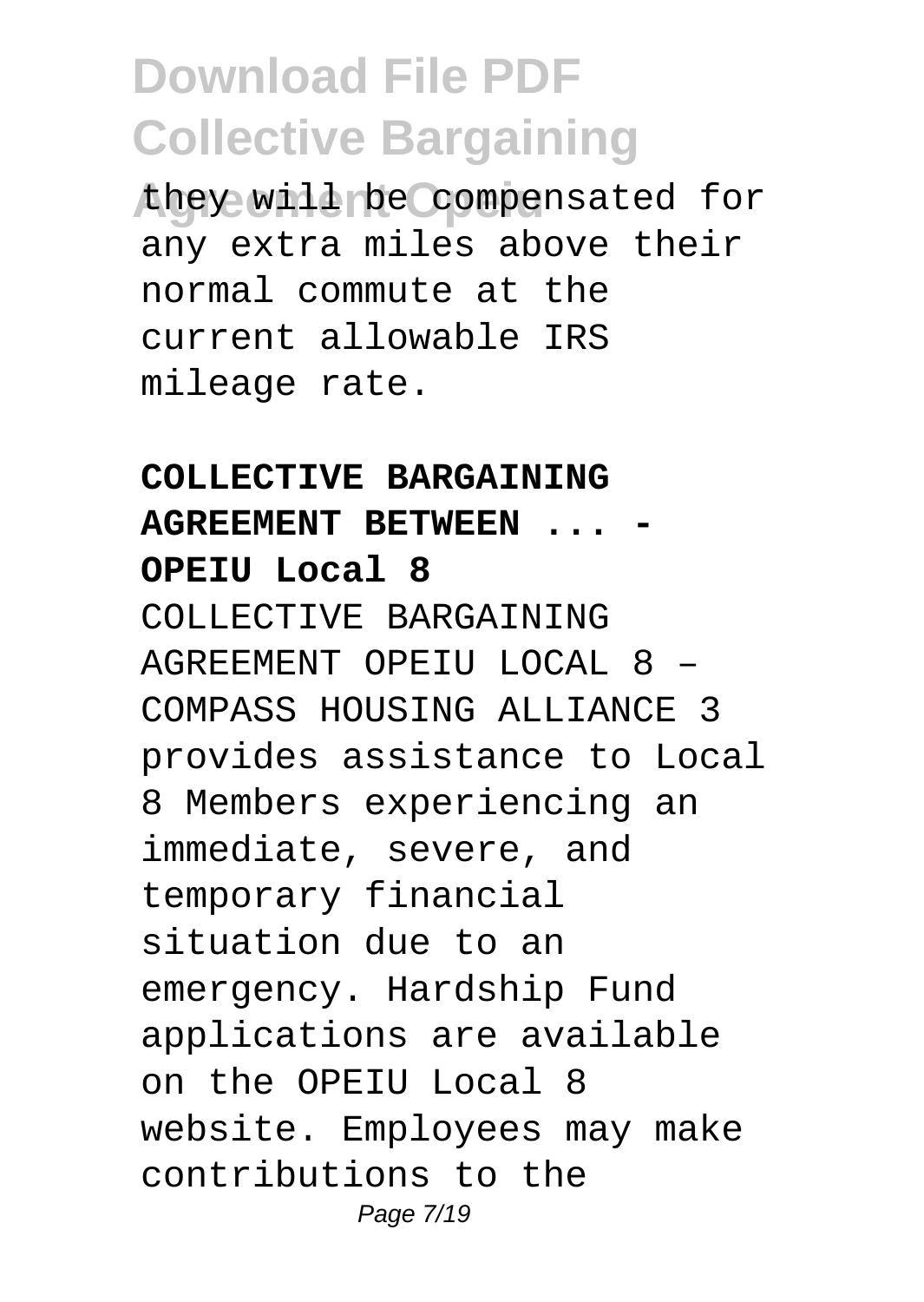they will be compensated for any extra miles above their normal commute at the current allowable IRS mileage rate.

**COLLECTIVE BARGAINING AGREEMENT BETWEEN ... - OPEIU Local 8**

COLLECTIVE BARGAINING AGREEMENT OPEIU LOCAL 8 – COMPASS HOUSING ALLIANCE 3 provides assistance to Local 8 Members experiencing an immediate, severe, and temporary financial situation due to an emergency. Hardship Fund applications are available on the OPEIU Local 8 website. Employees may make contributions to the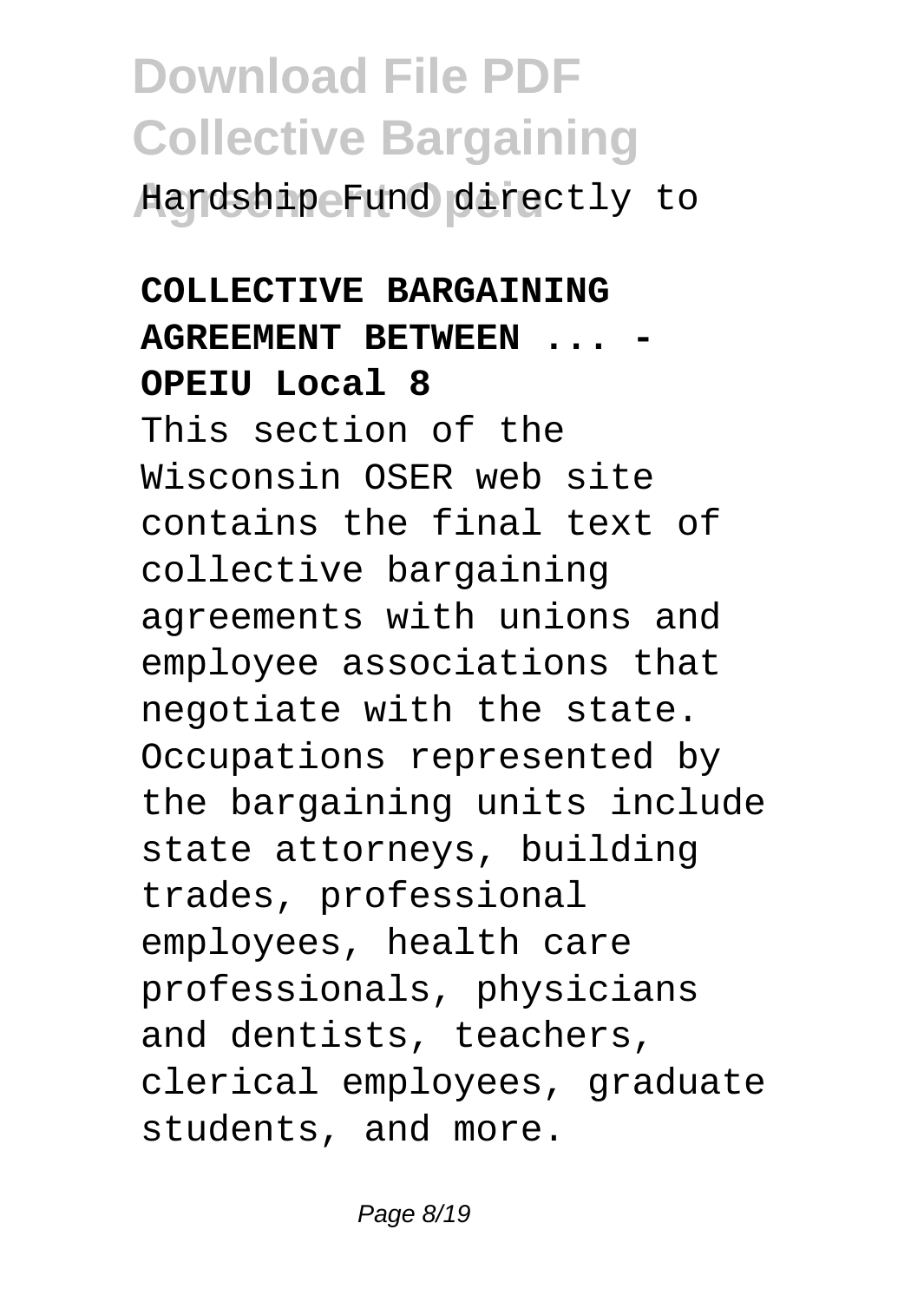Hardship Fund directly to

**COLLECTIVE BARGAINING AGREEMENT BETWEEN ... - OPEIU Local 8**

This section of the Wisconsin OSER web site contains the final text of collective bargaining agreements with unions and employee associations that negotiate with the state. Occupations represented by the bargaining units include state attorneys, building trades, professional employees, health care professionals, physicians and dentists, teachers, clerical employees, graduate students, and more.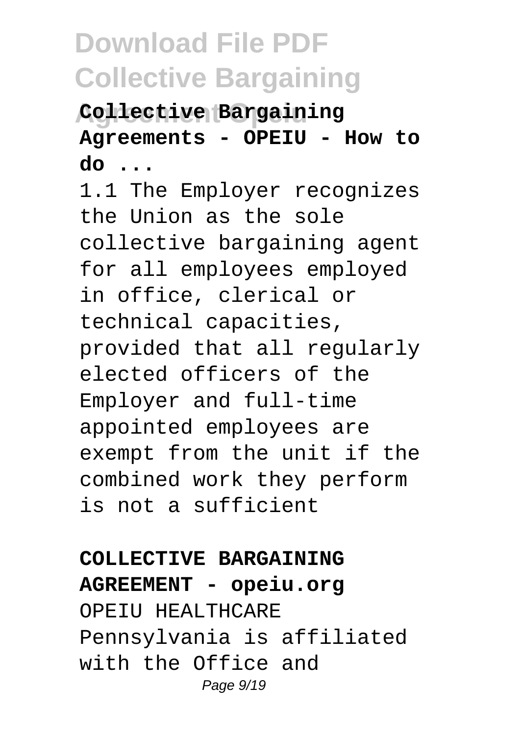**Collective Bargaining Agreements - OPEIU - How to do ...**

1.1 The Employer recognizes the Union as the sole collective bargaining agent for all employees employed in office, clerical or technical capacities, provided that all regularly elected officers of the Employer and full-time appointed employees are exempt from the unit if the combined work they perform is not a sufficient

**COLLECTIVE BARGAINING AGREEMENT - opeiu.org**

OPEIU HEALTHCARE Pennsylvania is affiliated with the Office and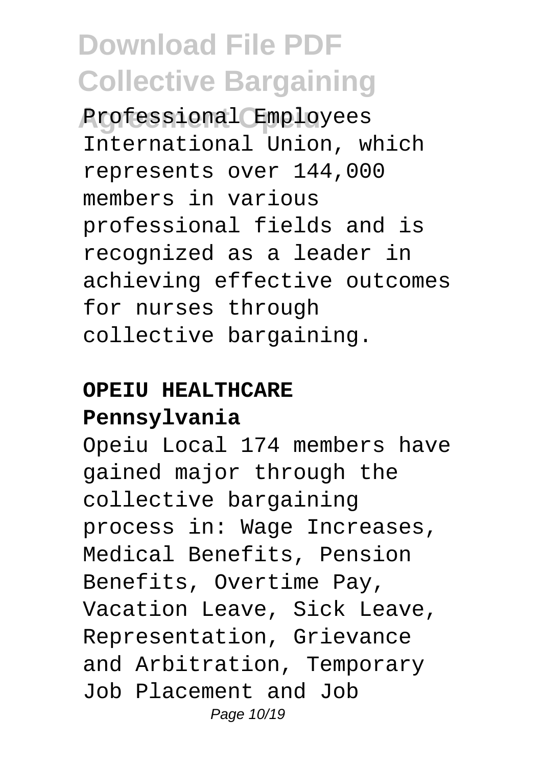Professional Employees International Union, which represents over 144,000 members in various professional fields and is recognized as a leader in achieving effective outcomes for nurses through collective bargaining.

**OPEIU HEALTHCARE Pennsylvania**

Opeiu Local 174 members have gained major through the collective bargaining process in: Wage Increases, Medical Benefits, Pension Benefits, Overtime Pay, Vacation Leave, Sick Leave, Representation, Grievance and Arbitration, Temporary Job Placement and Job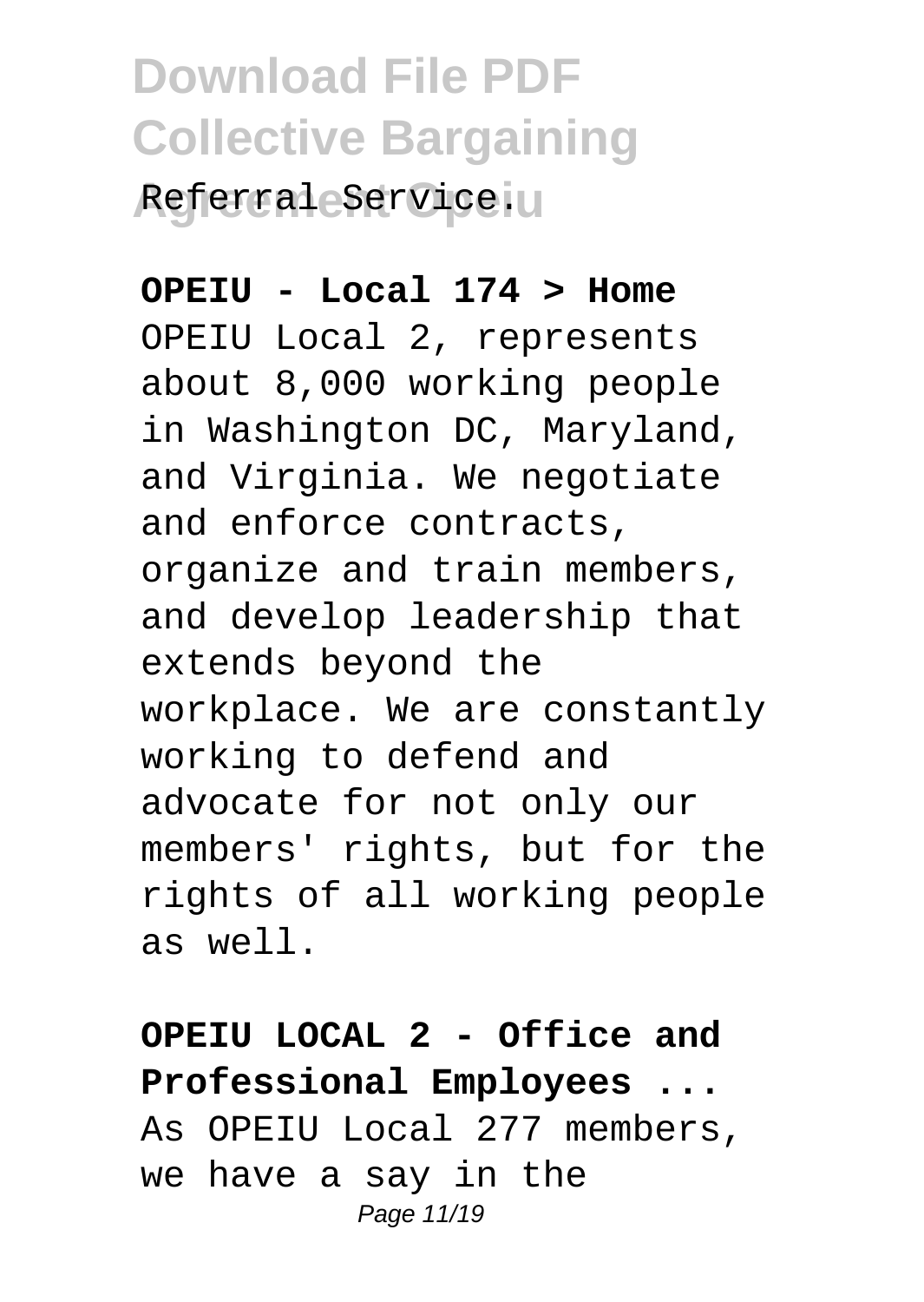Referral Service.

**OPEIU - Local 174 > Home**

OPEIU Local 2, represents about 8,000 working people in Washington DC, Maryland, and Virginia. We negotiate and enforce contracts, organize and train members, and develop leadership that extends beyond the workplace. We are constantly working to defend and advocate for not only our members' rights, but for the rights of all working people as well.

**OPEIU LOCAL 2 - Office and Professional Employees ...**

As OPEIU Local 277 members, we have a say in the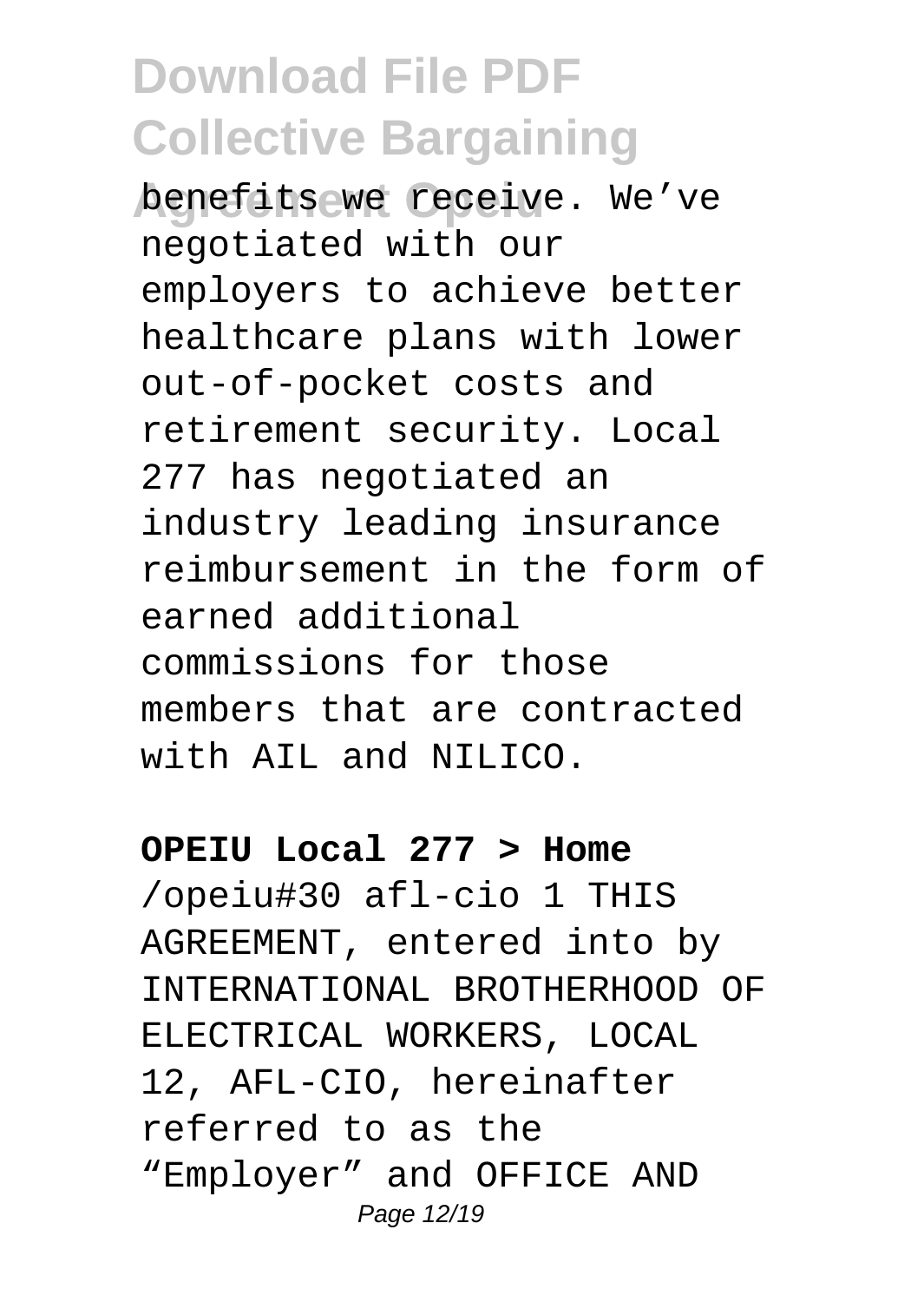benefits we receive. We've negotiated with our employers to achieve better healthcare plans with lower out-of-pocket costs and retirement security. Local 277 has negotiated an industry leading insurance reimbursement in the form of earned additional commissions for those members that are contracted with AIL and NILICO.

**OPEIU Local 277 > Home**

/opeiu#30 afl-cio 1 THIS AGREEMENT, entered into by INTERNATIONAL BROTHERHOOD OF ELECTRICAL WORKERS, LOCAL 12, AFL-CIO, hereinafter referred to as the "Employer" and OFFICE AND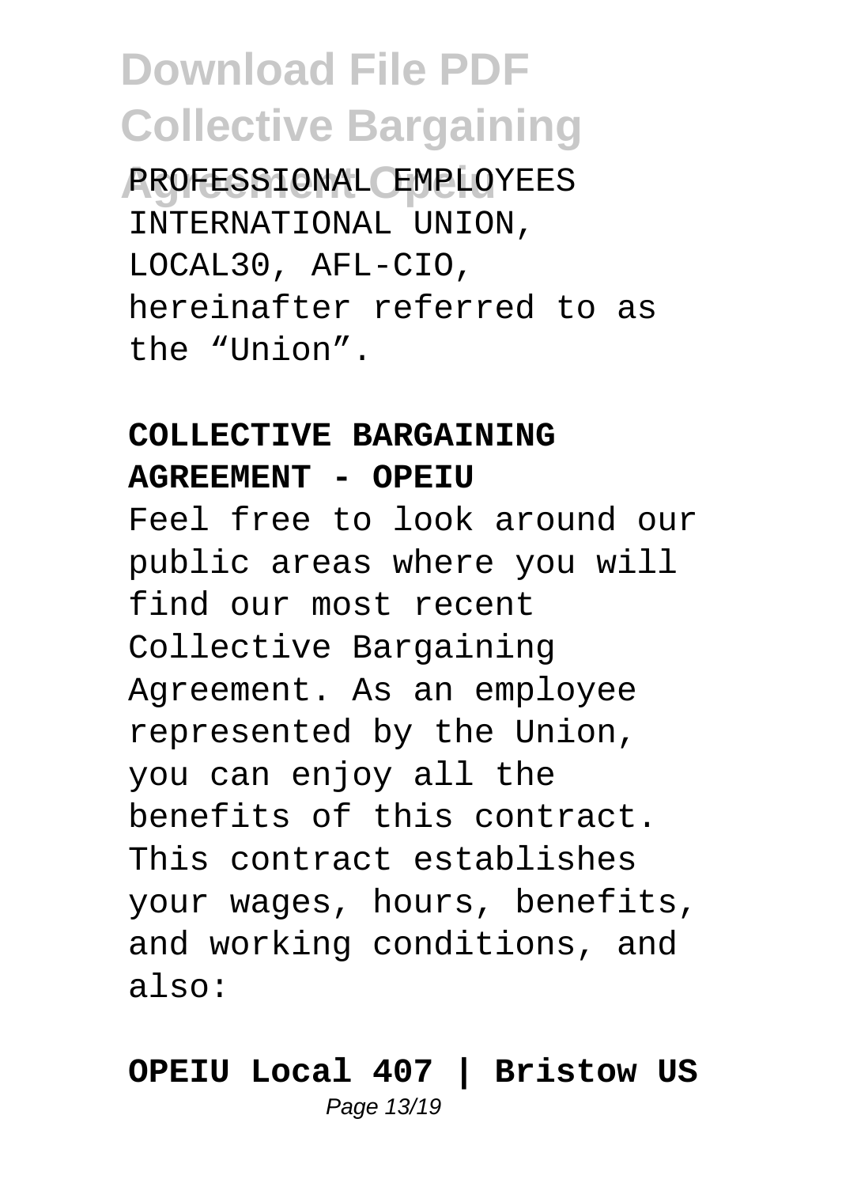PROFESSIONAL EMPLOYEES INTERNATIONAL UNION, LOCAL30, AFL-CIO, hereinafter referred to as the “Union”.

**COLLECTIVE BARGAINING AGREEMENT - OPEIU**

Feel free to look around our public areas where you will find our most recent Collective Bargaining Agreement. As an employee represented by the Union, you can enjoy all the benefits of this contract. This contract establishes your wages, hours, benefits, and working conditions, and also:

**OPEIU Local 407 | Bristow US**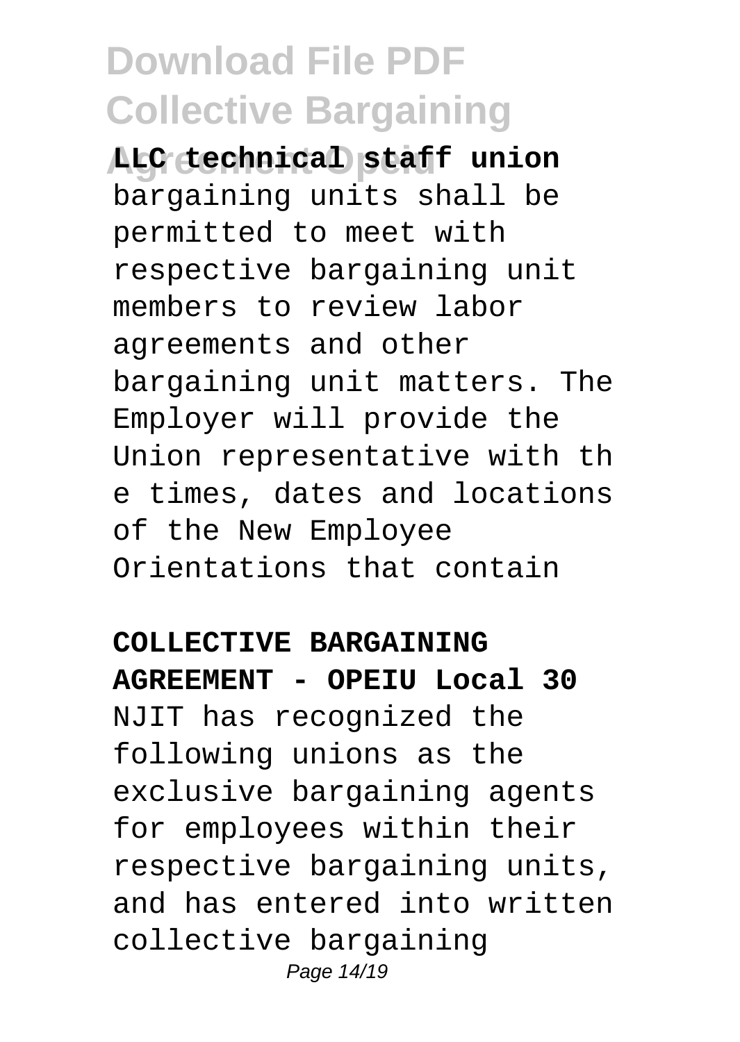**LLC technical staff union** bargaining units shall be permitted to meet with respective bargaining unit members to review labor agreements and other bargaining unit matters. The Employer will provide the Union representative with th e times, dates and locations of the New Employee Orientations that contain

**COLLECTIVE BARGAINING AGREEMENT - OPEIU Local 30**

NJIT has recognized the following unions as the exclusive bargaining agents for employees within their respective bargaining units, and has entered into written collective bargaining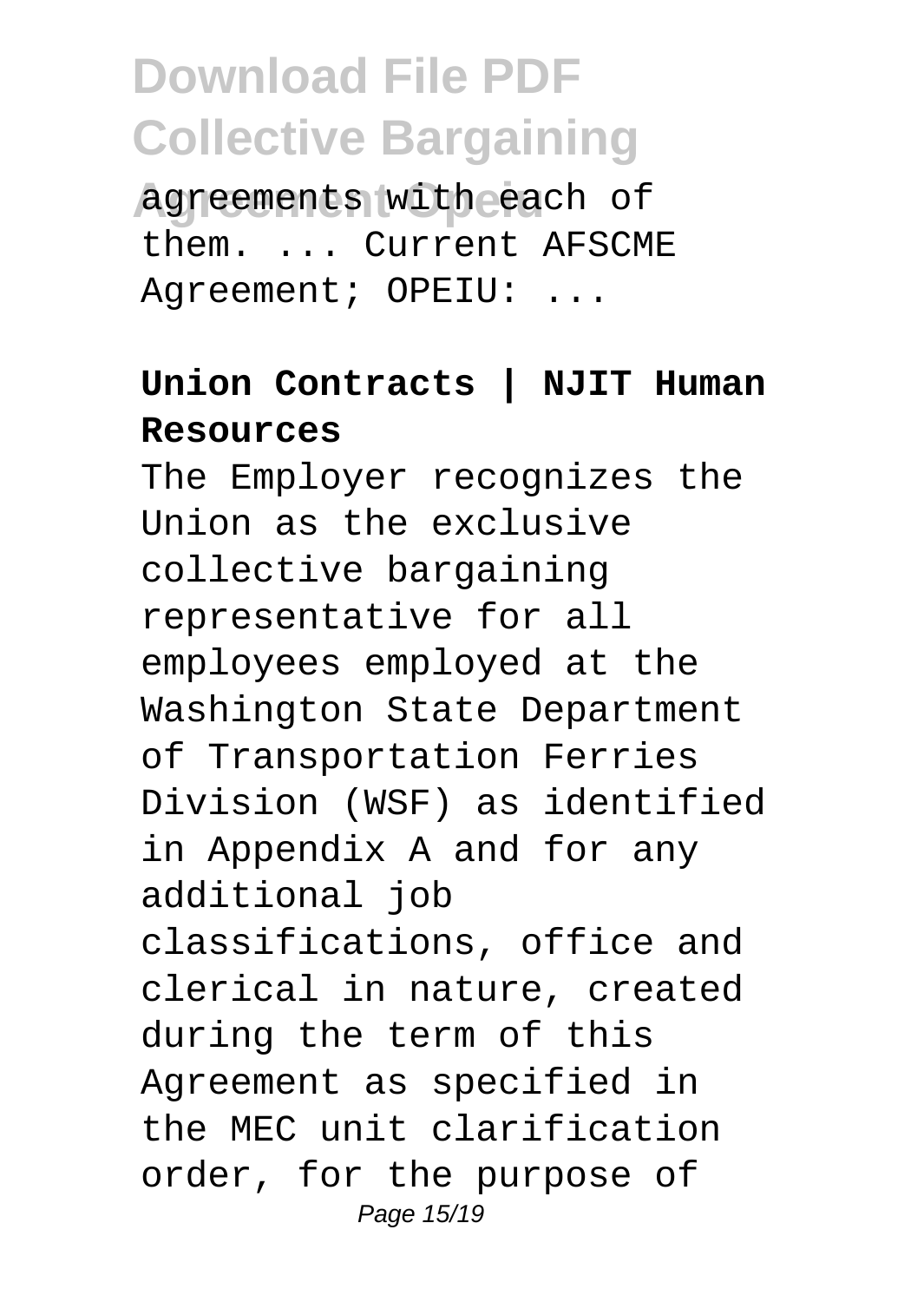agreements with each of them. ... Current AFSCME Agreement; OPEIU: ...

**Union Contracts | NJIT Human Resources**

The Employer recognizes the Union as the exclusive collective bargaining representative for all employees employed at the Washington State Department of Transportation Ferries Division (WSF) as identified in Appendix A and for any additional job classifications, office and clerical in nature, created during the term of this Agreement as specified in the MEC unit clarification order, for the purpose of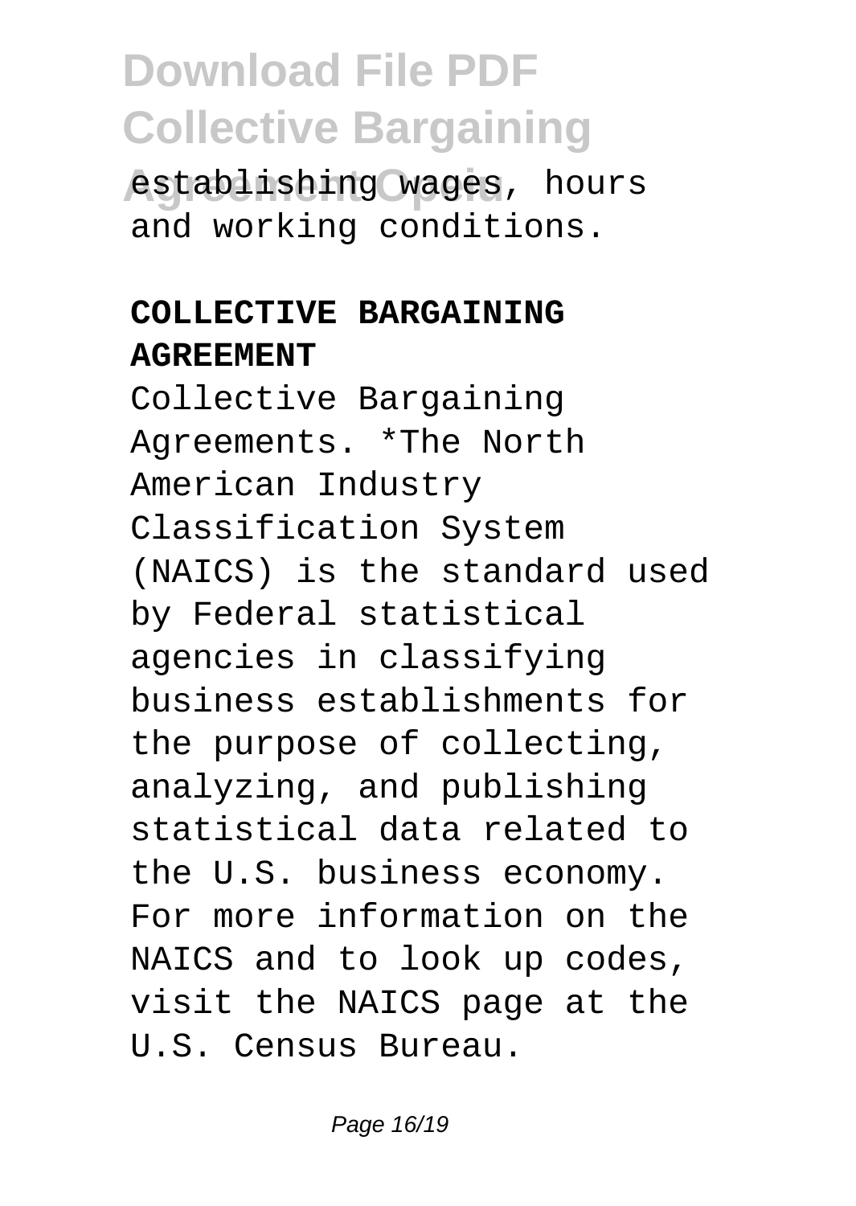establishing wages, hours and working conditions.

**COLLECTIVE BARGAINING AGREEMENT**

Collective Bargaining Agreements. *The North American Industry Classification System (NAICS) is the standard used by Federal statistical agencies in classifying business establishments for the purpose of collecting, analyzing, and publishing statistical data related to the U.S. business economy. For more information on the NAICS and to look up codes, visit the NAICS page at the U.S. Census Bureau.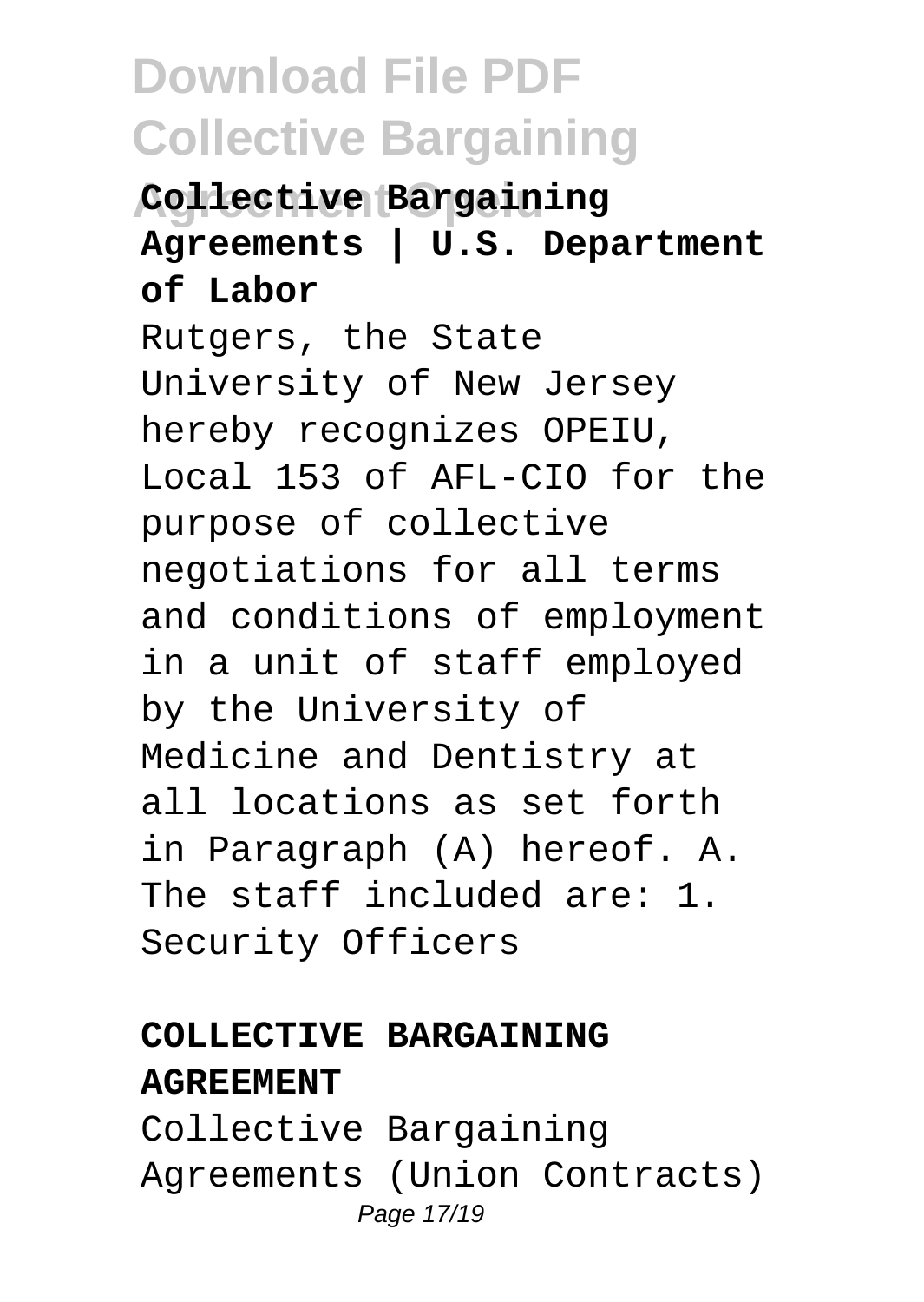**Collective Bargaining Agreements | U.S. Department of Labor**

Rutgers, the State University of New Jersey hereby recognizes OPEIU, Local 153 of AFL-CIO for the purpose of collective negotiations for all terms and conditions of employment in a unit of staff employed by the University of Medicine and Dentistry at all locations as set forth in Paragraph (A) hereof. A. The staff included are: 1. Security Officers

**COLLECTIVE BARGAINING AGREEMENT**

Collective Bargaining Agreements (Union Contracts)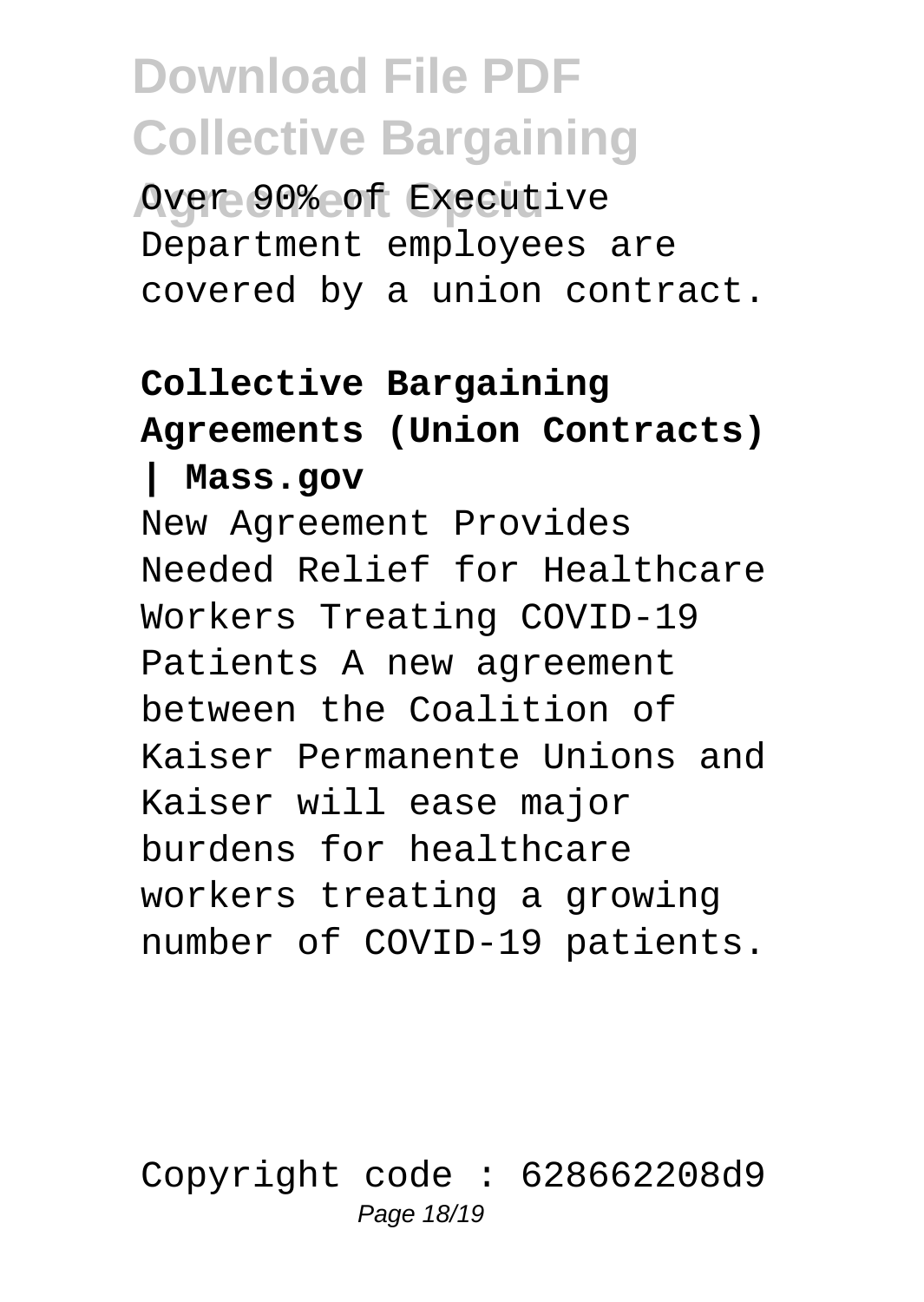Over 90% of Executive Department employees are covered by a union contract.

**Collective Bargaining Agreements (Union Contracts) | Mass.gov**

New Agreement Provides Needed Relief for Healthcare Workers Treating COVID-19 Patients A new agreement between the Coalition of Kaiser Permanente Unions and Kaiser will ease major burdens for healthcare workers treating a growing number of COVID-19 patients.

Copyright code : 628662208d9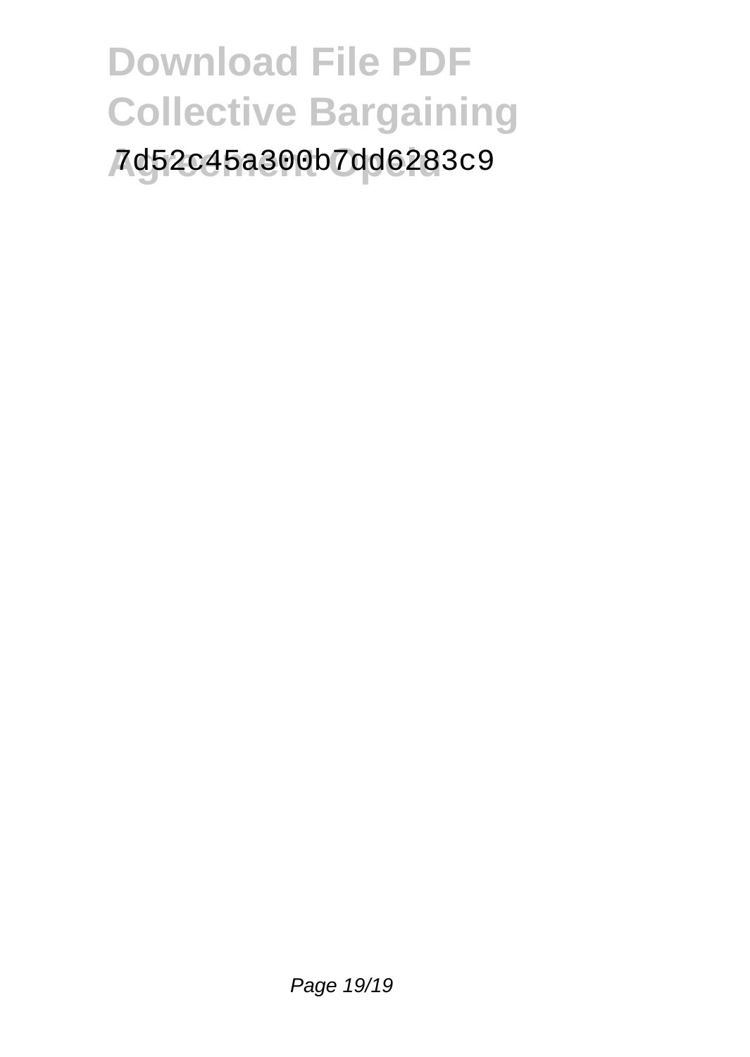7d52c45a300b7dd6283c9